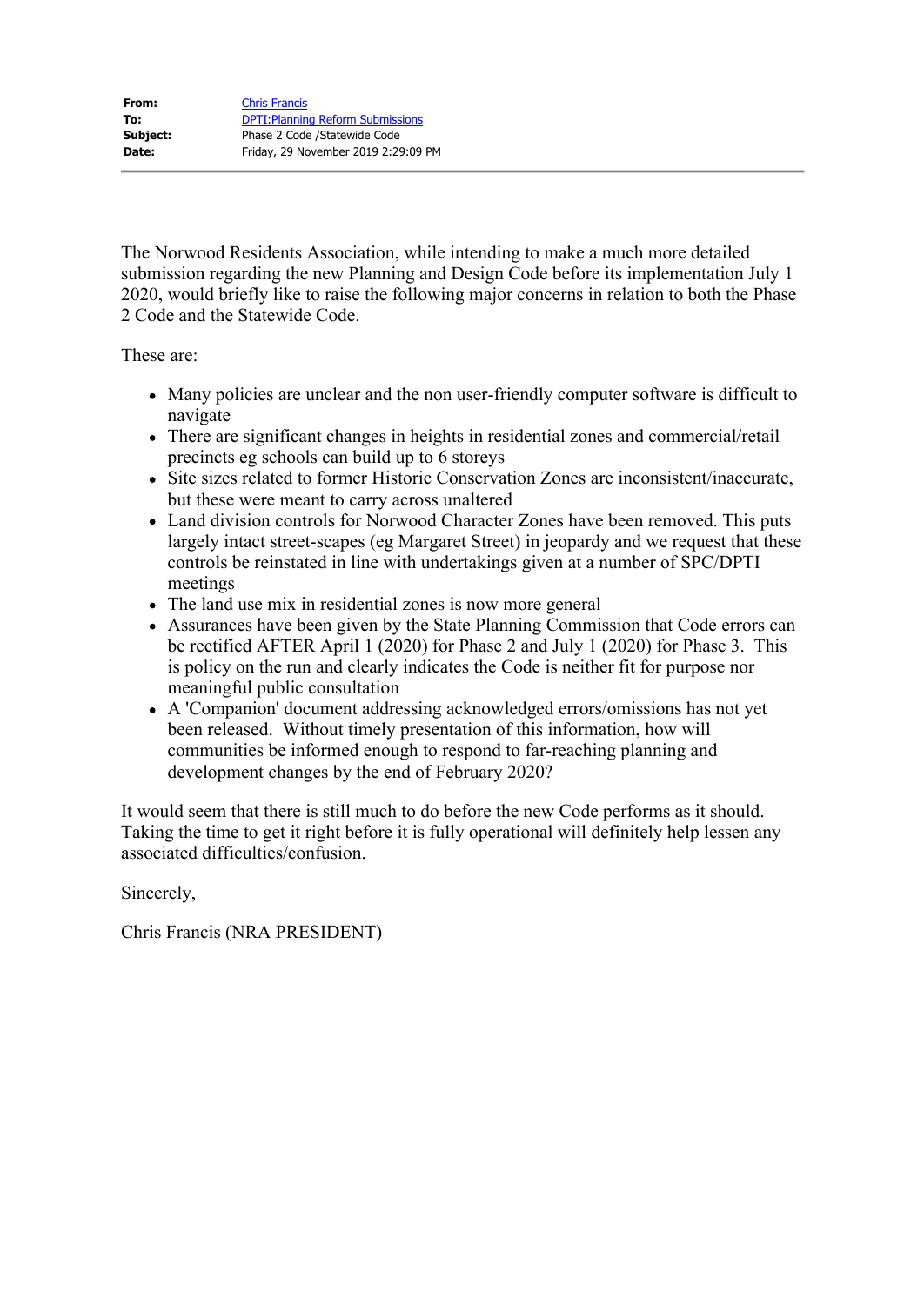**From:** Chris Francis
**To:** DPTI:Planning Reform Submissions
**Subject:** Phase 2 Code /Statewide Code
**Date:** Friday, 29 November 2019 2:29:09 PM

---

The Norwood Residents Association, while intending to make a much more detailed submission regarding the new Planning and Design Code before its implementation July 1 2020, would briefly like to raise the following major concerns in relation to both the Phase 2 Code and the Statewide Code.

These are:

- Many policies are unclear and the non user-friendly computer software is difficult to navigate
- There are significant changes in heights in residential zones and commercial/retail precincts eg schools can build up to 6 storeys
- Site sizes related to former Historic Conservation Zones are inconsistent/inaccurate, but these were meant to carry across unaltered
- Land division controls for Norwood Character Zones have been removed. This puts largely intact street-scapes (eg Margaret Street) in jeopardy and we request that these controls be reinstated in line with undertakings given at a number of SPC/DPTI meetings
- The land use mix in residential zones is now more general
- Assurances have been given by the State Planning Commission that Code errors can be rectified AFTER April 1 (2020) for Phase 2 and July 1 (2020) for Phase 3. This is policy on the run and clearly indicates the Code is neither fit for purpose nor meaningful public consultation
- A 'Companion' document addressing acknowledged errors/omissions has not yet been released. Without timely presentation of this information, how will communities be informed enough to respond to far-reaching planning and development changes by the end of February 2020?

It would seem that there is still much to do before the new Code performs as it should. Taking the time to get it right before it is fully operational will definitely help lessen any associated difficulties/confusion.

Sincerely,

Chris Francis (NRA PRESIDENT)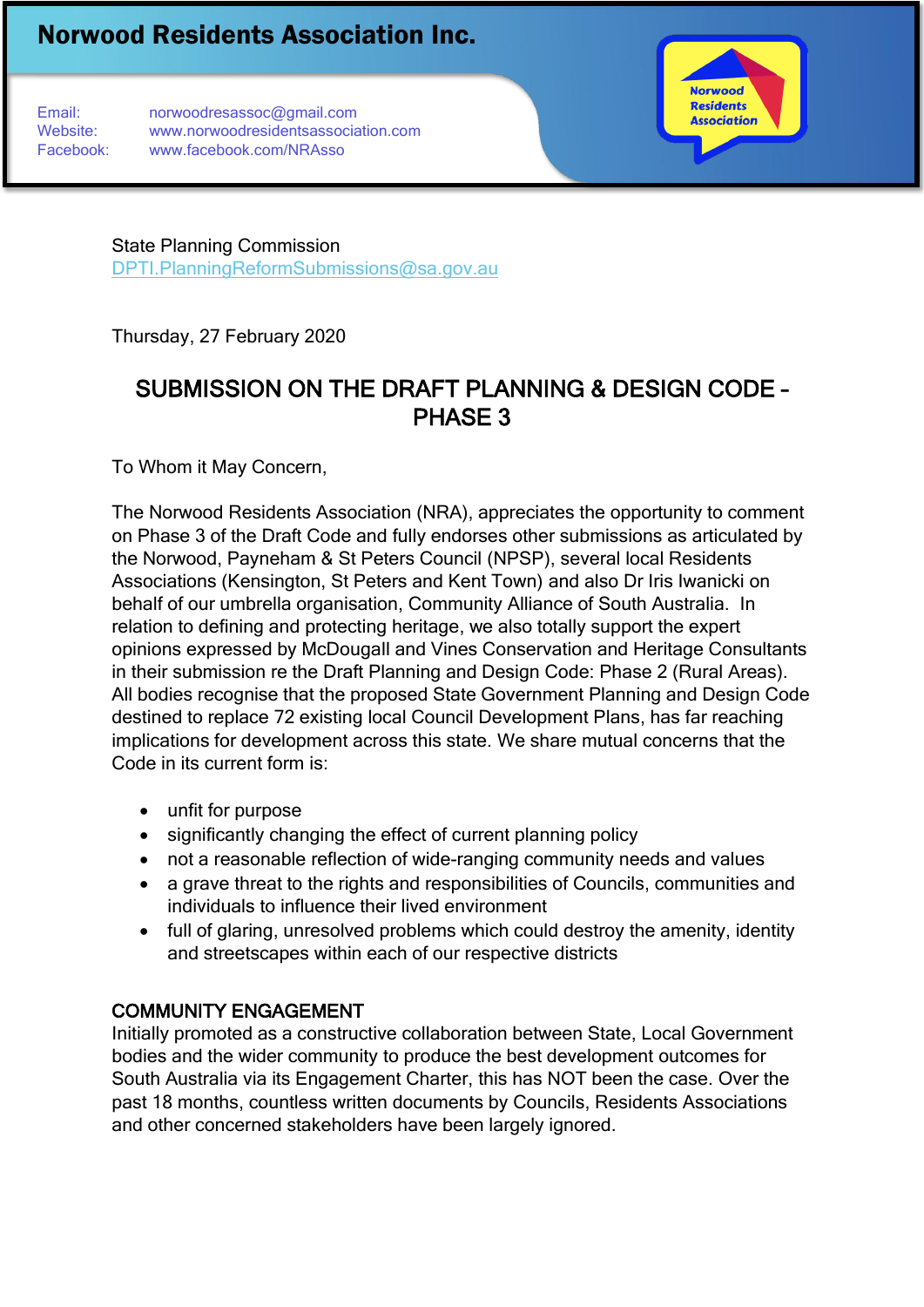# Norwood Residents Association Inc.

Email: norwoodresassoc@gmail.com
Website: www.norwoodresidentsassociation.com
Facebook: www.facebook.com/NRAsso

State Planning Commission
DPTI.PlanningReformSubmissions@sa.gov.au

Thursday, 27 February 2020

## SUBMISSION ON THE DRAFT PLANNING & DESIGN CODE - PHASE 3

To Whom it May Concern,

The Norwood Residents Association (NRA), appreciates the opportunity to comment on Phase 3 of the Draft Code and fully endorses other submissions as articulated by the Norwood, Payneham & St Peters Council (NPSP), several local Residents Associations (Kensington, St Peters and Kent Town) and also Dr Iris Iwanicki on behalf of our umbrella organisation, Community Alliance of South Australia. In relation to defining and protecting heritage, we also totally support the expert opinions expressed by McDougall and Vines Conservation and Heritage Consultants in their submission re the Draft Planning and Design Code: Phase 2 (Rural Areas). All bodies recognise that the proposed State Government Planning and Design Code destined to replace 72 existing local Council Development Plans, has far reaching implications for development across this state. We share mutual concerns that the Code in its current form is:

- unfit for purpose
- significantly changing the effect of current planning policy
- not a reasonable reflection of wide-ranging community needs and values
- a grave threat to the rights and responsibilities of Councils, communities and individuals to influence their lived environment
- full of glaring, unresolved problems which could destroy the amenity, identity and streetscapes within each of our respective districts

### COMMUNITY ENGAGEMENT

Initially promoted as a constructive collaboration between State, Local Government bodies and the wider community to produce the best development outcomes for South Australia via its Engagement Charter, this has NOT been the case. Over the past 18 months, countless written documents by Councils, Residents Associations and other concerned stakeholders have been largely ignored.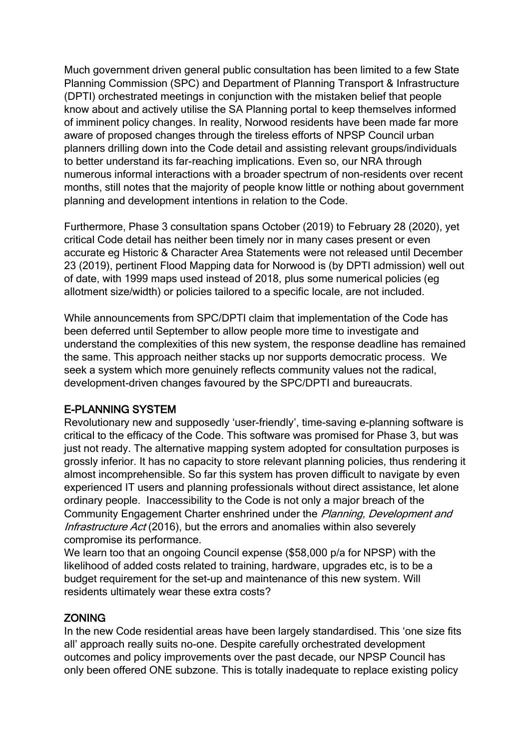Much government driven general public consultation has been limited to a few State Planning Commission (SPC) and Department of Planning Transport & Infrastructure (DPTI) orchestrated meetings in conjunction with the mistaken belief that people know about and actively utilise the SA Planning portal to keep themselves informed of imminent policy changes. In reality, Norwood residents have been made far more aware of proposed changes through the tireless efforts of NPSP Council urban planners drilling down into the Code detail and assisting relevant groups/individuals to better understand its far-reaching implications. Even so, our NRA through numerous informal interactions with a broader spectrum of non-residents over recent months, still notes that the majority of people know little or nothing about government planning and development intentions in relation to the Code.

Furthermore, Phase 3 consultation spans October (2019) to February 28 (2020), yet critical Code detail has neither been timely nor in many cases present or even accurate eg Historic & Character Area Statements were not released until December 23 (2019), pertinent Flood Mapping data for Norwood is (by DPTI admission) well out of date, with 1999 maps used instead of 2018, plus some numerical policies (eg allotment size/width) or policies tailored to a specific locale, are not included.

While announcements from SPC/DPTI claim that implementation of the Code has been deferred until September to allow people more time to investigate and understand the complexities of this new system, the response deadline has remained the same. This approach neither stacks up nor supports democratic process. We seek a system which more genuinely reflects community values not the radical, development-driven changes favoured by the SPC/DPTI and bureaucrats.

## E-PLANNING SYSTEM

Revolutionary new and supposedly 'user-friendly', time-saving e-planning software is critical to the efficacy of the Code. This software was promised for Phase 3, but was just not ready. The alternative mapping system adopted for consultation purposes is grossly inferior. It has no capacity to store relevant planning policies, thus rendering it almost incomprehensible. So far this system has proven difficult to navigate by even experienced IT users and planning professionals without direct assistance, let alone ordinary people. Inaccessibility to the Code is not only a major breach of the Community Engagement Charter enshrined under the *Planning, Development and Infrastructure Act* (2016), but the errors and anomalies within also severely compromise its performance.

We learn too that an ongoing Council expense ($58,000 p/a for NPSP) with the likelihood of added costs related to training, hardware, upgrades etc, is to be a budget requirement for the set-up and maintenance of this new system. Will residents ultimately wear these extra costs?

## ZONING

In the new Code residential areas have been largely standardised. This 'one size fits all' approach really suits no-one. Despite carefully orchestrated development outcomes and policy improvements over the past decade, our NPSP Council has only been offered ONE subzone. This is totally inadequate to replace existing policy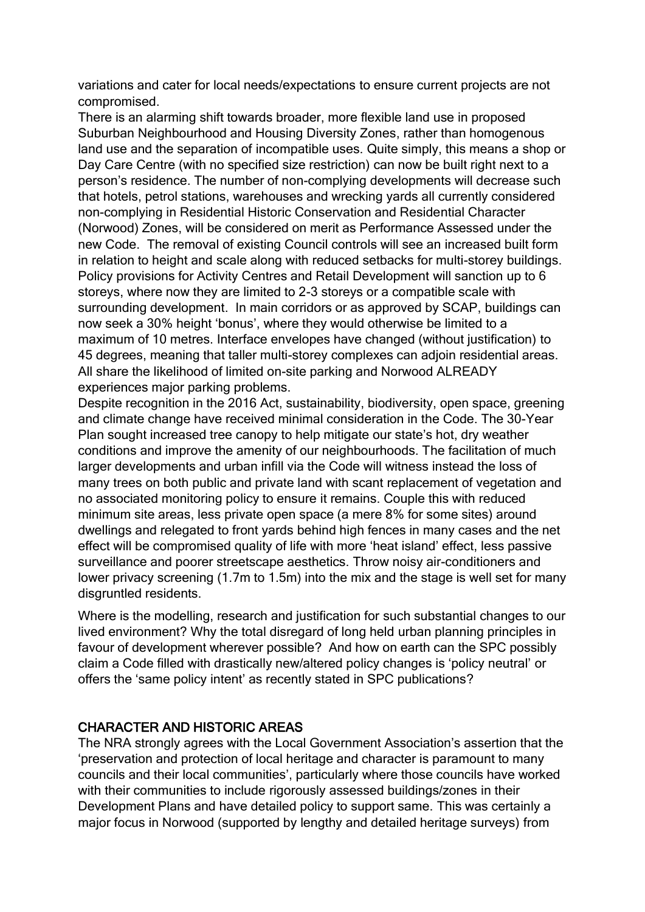variations and cater for local needs/expectations to ensure current projects are not compromised.

There is an alarming shift towards broader, more flexible land use in proposed Suburban Neighbourhood and Housing Diversity Zones, rather than homogenous land use and the separation of incompatible uses. Quite simply, this means a shop or Day Care Centre (with no specified size restriction) can now be built right next to a person's residence. The number of non-complying developments will decrease such that hotels, petrol stations, warehouses and wrecking yards all currently considered non-complying in Residential Historic Conservation and Residential Character (Norwood) Zones, will be considered on merit as Performance Assessed under the new Code. The removal of existing Council controls will see an increased built form in relation to height and scale along with reduced setbacks for multi-storey buildings. Policy provisions for Activity Centres and Retail Development will sanction up to 6 storeys, where now they are limited to 2-3 storeys or a compatible scale with surrounding development. In main corridors or as approved by SCAP, buildings can now seek a 30% height 'bonus', where they would otherwise be limited to a maximum of 10 metres. Interface envelopes have changed (without justification) to 45 degrees, meaning that taller multi-storey complexes can adjoin residential areas. All share the likelihood of limited on-site parking and Norwood ALREADY experiences major parking problems.

Despite recognition in the 2016 Act, sustainability, biodiversity, open space, greening and climate change have received minimal consideration in the Code. The 30-Year Plan sought increased tree canopy to help mitigate our state's hot, dry weather conditions and improve the amenity of our neighbourhoods. The facilitation of much larger developments and urban infill via the Code will witness instead the loss of many trees on both public and private land with scant replacement of vegetation and no associated monitoring policy to ensure it remains. Couple this with reduced minimum site areas, less private open space (a mere 8% for some sites) around dwellings and relegated to front yards behind high fences in many cases and the net effect will be compromised quality of life with more 'heat island' effect, less passive surveillance and poorer streetscape aesthetics. Throw noisy air-conditioners and lower privacy screening (1.7m to 1.5m) into the mix and the stage is well set for many disgruntled residents.

Where is the modelling, research and justification for such substantial changes to our lived environment? Why the total disregard of long held urban planning principles in favour of development wherever possible? And how on earth can the SPC possibly claim a Code filled with drastically new/altered policy changes is 'policy neutral' or offers the 'same policy intent' as recently stated in SPC publications?

## CHARACTER AND HISTORIC AREAS

The NRA strongly agrees with the Local Government Association's assertion that the 'preservation and protection of local heritage and character is paramount to many councils and their local communities', particularly where those councils have worked with their communities to include rigorously assessed buildings/zones in their Development Plans and have detailed policy to support same. This was certainly a major focus in Norwood (supported by lengthy and detailed heritage surveys) from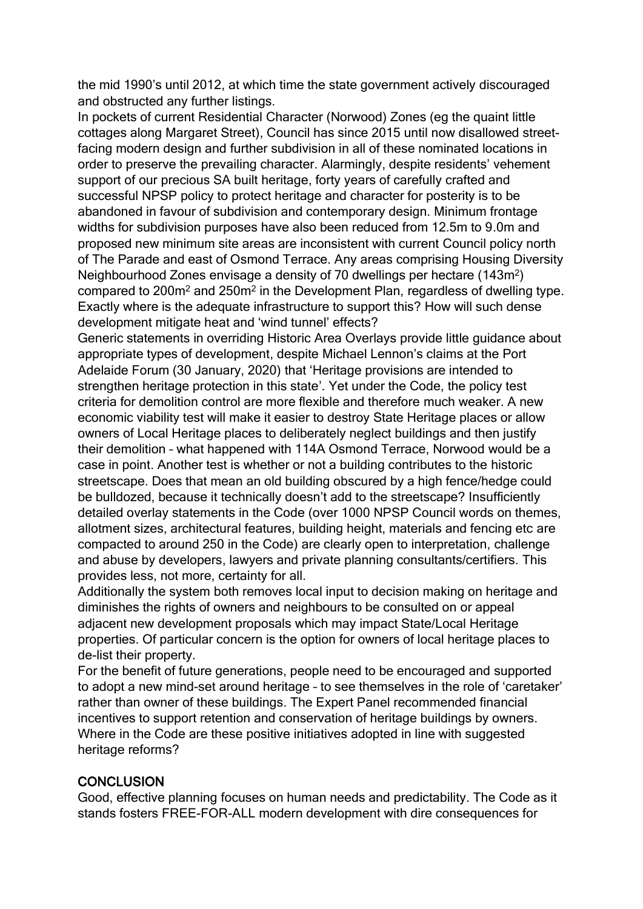the mid 1990's until 2012, at which time the state government actively discouraged and obstructed any further listings.

In pockets of current Residential Character (Norwood) Zones (eg the quaint little cottages along Margaret Street), Council has since 2015 until now disallowed street-facing modern design and further subdivision in all of these nominated locations in order to preserve the prevailing character. Alarmingly, despite residents' vehement support of our precious SA built heritage, forty years of carefully crafted and successful NPSP policy to protect heritage and character for posterity is to be abandoned in favour of subdivision and contemporary design. Minimum frontage widths for subdivision purposes have also been reduced from 12.5m to 9.0m and proposed new minimum site areas are inconsistent with current Council policy north of The Parade and east of Osmond Terrace. Any areas comprising Housing Diversity Neighbourhood Zones envisage a density of 70 dwellings per hectare (143m$^2$) compared to 200m$^2$ and 250m$^2$ in the Development Plan, regardless of dwelling type. Exactly where is the adequate infrastructure to support this? How will such dense development mitigate heat and 'wind tunnel' effects?

Generic statements in overriding Historic Area Overlays provide little guidance about appropriate types of development, despite Michael Lennon's claims at the Port Adelaide Forum (30 January, 2020) that 'Heritage provisions are intended to strengthen heritage protection in this state'. Yet under the Code, the policy test criteria for demolition control are more flexible and therefore much weaker. A new economic viability test will make it easier to destroy State Heritage places or allow owners of Local Heritage places to deliberately neglect buildings and then justify their demolition – what happened with 114A Osmond Terrace, Norwood would be a case in point. Another test is whether or not a building contributes to the historic streetscape. Does that mean an old building obscured by a high fence/hedge could be bulldozed, because it technically doesn't add to the streetscape? Insufficiently detailed overlay statements in the Code (over 1000 NPSP Council words on themes, allotment sizes, architectural features, building height, materials and fencing etc are compacted to around 250 in the Code) are clearly open to interpretation, challenge and abuse by developers, lawyers and private planning consultants/certifiers. This provides less, not more, certainty for all.

Additionally the system both removes local input to decision making on heritage and diminishes the rights of owners and neighbours to be consulted on or appeal adjacent new development proposals which may impact State/Local Heritage properties. Of particular concern is the option for owners of local heritage places to de-list their property.

For the benefit of future generations, people need to be encouraged and supported to adopt a new mind-set around heritage – to see themselves in the role of 'caretaker' rather than owner of these buildings. The Expert Panel recommended financial incentives to support retention and conservation of heritage buildings by owners. Where in the Code are these positive initiatives adopted in line with suggested heritage reforms?

## CONCLUSION

Good, effective planning focuses on human needs and predictability. The Code as it stands fosters FREE-FOR-ALL modern development with dire consequences for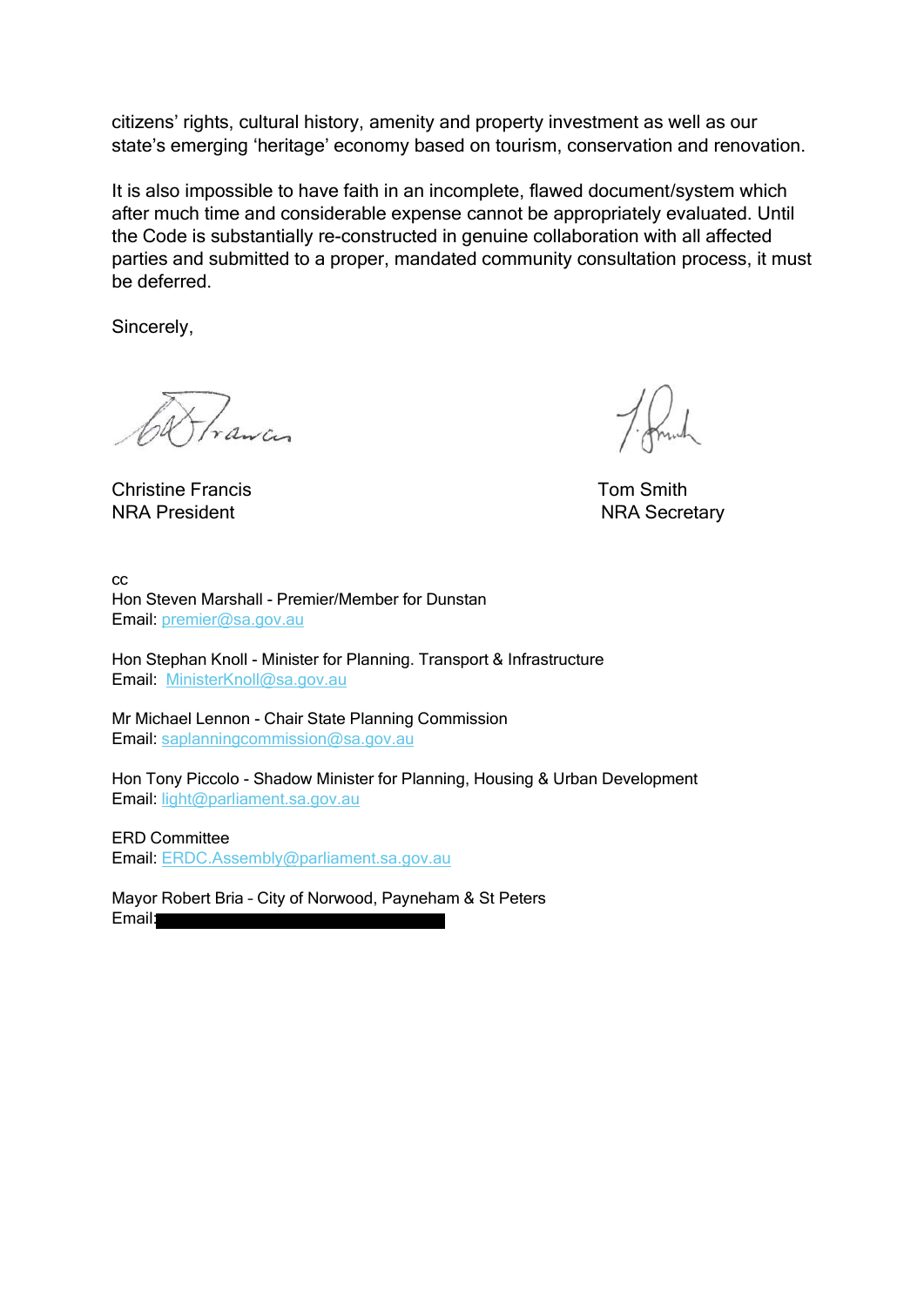citizens' rights, cultural history, amenity and property investment as well as our state's emerging 'heritage' economy based on tourism, conservation and renovation.

It is also impossible to have faith in an incomplete, flawed document/system which after much time and considerable expense cannot be appropriately evaluated. Until the Code is substantially re-constructed in genuine collaboration with all affected parties and submitted to a proper, mandated community consultation process, it must be deferred.

Sincerely,

Christine Francis
NRA President

Tom Smith
NRA Secretary

cc

Hon Steven Marshall - Premier/Member for Dunstan
Email: premier@sa.gov.au

Hon Stephan Knoll - Minister for Planning. Transport & Infrastructure
Email: MinisterKnoll@sa.gov.au

Mr Michael Lennon - Chair State Planning Commission
Email: saplanningcommission@sa.gov.au

Hon Tony Piccolo - Shadow Minister for Planning, Housing & Urban Development
Email: light@parliament.sa.gov.au

ERD Committee
Email: ERDC.Assembly@parliament.sa.gov.au

Mayor Robert Bria - City of Norwood, Payneham & St Peters
Email: